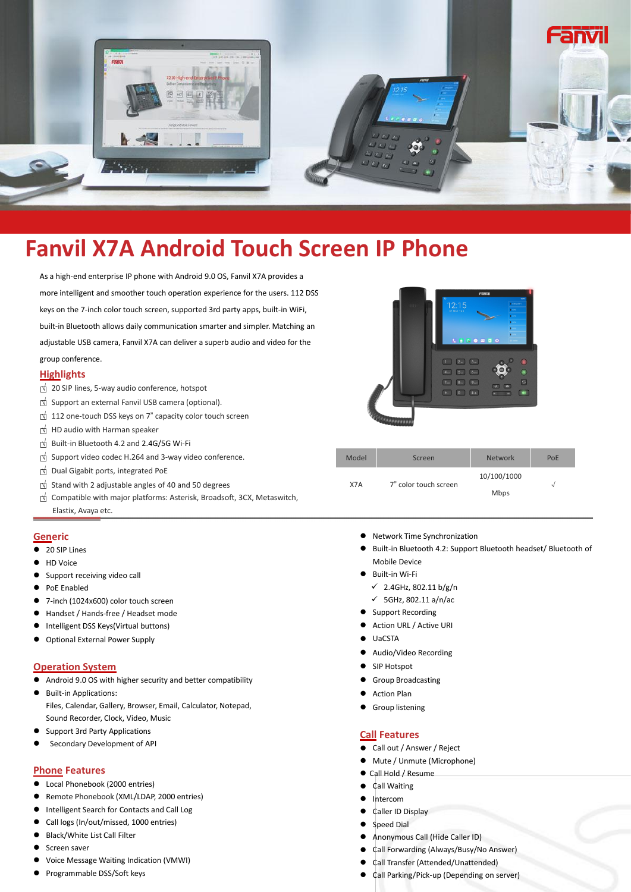# Fanvil X7A Android Touch Screen IP Phone

As a high-end enterprise IP phone with Android 9.0 OS, Fanvil X7A provides a more intelligent and smoother touch operation experience for the users. 112 DSS keys on the 7-inch color touch screen, supported 3rd party apps, built-in WiFi, built-in Bluetooth allows daily communication smarter and simpler. Matching an adjustable USB camera, Fanvil X7A can deliver a superb audio and video for the group conference.

## Highlights

- 20 SIP lines, 5-way audio conference, hotspot
- Support an external Fanvil USB camera (optional).
- 112 one-touch DSS keys on 7" capacity color touch screen
- HD audio with Harman speaker
- Built-in Bluetooth 4.2 and 2.4G/5G Wi-Fi
- Support video codec H.264 and 3-way video conference.
- Dual Gigabit ports, integrated PoE
- Stand with 2 adjustable angles of 40 and 50 degrees
- Compatible with major platforms: Asterisk, Broadsoft, 3CX, Metaswitch, Elastix, Avaya etc.

| Model | Screen | Network | PoE |
|---|---|---|---|
| X7A | 7" color touch screen | 10/100/1000 Mbps | √ |

## Generic

- 20 SIP Lines
- HD Voice
- Support receiving video call
- PoE Enabled
- 7-inch (1024x600) color touch screen
- Handset / Hands-free / Headset mode
- Intelligent DSS Keys(Virtual buttons)
- Optional External Power Supply

## Operation System

- Android 9.0 OS with higher security and better compatibility
- Built-in Applications:
  Files, Calendar, Gallery, Browser, Email, Calculator, Notepad, Sound Recorder, Clock, Video, Music
- Support 3rd Party Applications
- Secondary Development of API

## Phone Features

- Local Phonebook (2000 entries)
- Remote Phonebook (XML/LDAP, 2000 entries)
- Intelligent Search for Contacts and Call Log
- Call logs (In/out/missed, 1000 entries)
- Black/White List Call Filter
- Screen saver
- Voice Message Waiting Indication (VMWI)
- Programmable DSS/Soft keys
- Network Time Synchronization
- Built-in Bluetooth 4.2: Support Bluetooth headset/ Bluetooth of Mobile Device
- Built-in Wi-Fi
  - ✓ 2.4GHz, 802.11 b/g/n
  - ✓ 5GHz, 802.11 a/n/ac
- Support Recording
- Action URL / Active URI
- UaCSTA
- Audio/Video Recording
- SIP Hotspot
- Group Broadcasting
- Action Plan
- Group listening

## Call Features

- Call out / Answer / Reject
- Mute / Unmute (Microphone)
- Call Hold / Resume
- Call Waiting
- Intercom
- Caller ID Display
- Speed Dial
- Anonymous Call (Hide Caller ID)
- Call Forwarding (Always/Busy/No Answer)
- Call Transfer (Attended/Unattended)
- Call Parking/Pick-up (Depending on server)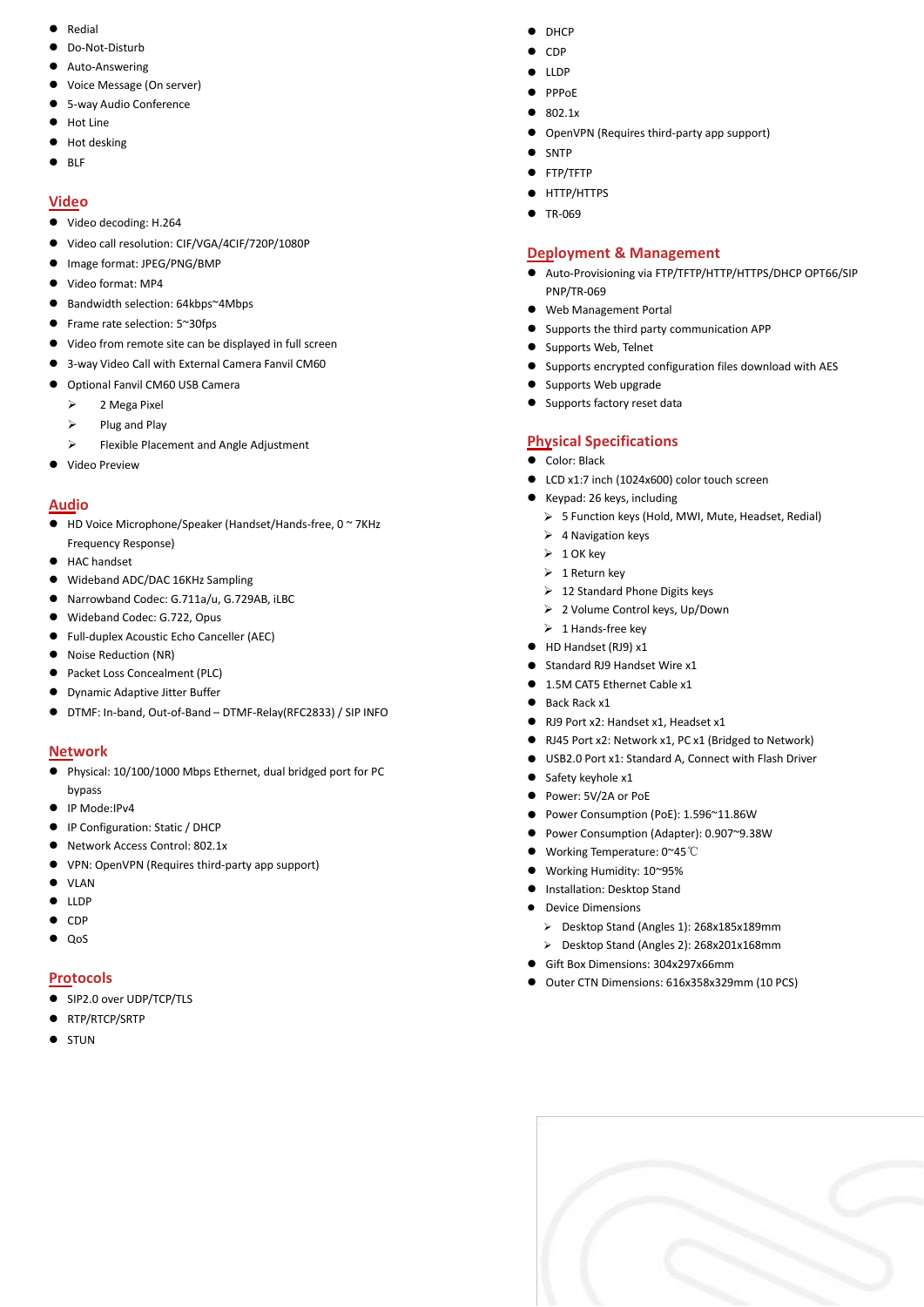- Redial
- Do-Not-Disturb
- Auto-Answering
- Voice Message (On server)
- 5-way Audio Conference
- Hot Line
- Hot desking
- BLF

## Video

- Video decoding: H.264
- Video call resolution: CIF/VGA/4CIF/720P/1080P
- Image format: JPEG/PNG/BMP
- Video format: MP4
- Bandwidth selection: 64kbps~4Mbps
- Frame rate selection: 5~30fps
- Video from remote site can be displayed in full screen
- 3-way Video Call with External Camera Fanvil CM60
- Optional Fanvil CM60 USB Camera
  - 2 Mega Pixel
  - Plug and Play
  - Flexible Placement and Angle Adjustment
- Video Preview

## Audio

- HD Voice Microphone/Speaker (Handset/Hands-free, 0 ~ 7KHz Frequency Response)
- HAC handset
- Wideband ADC/DAC 16KHz Sampling
- Narrowband Codec: G.711a/u, G.729AB, iLBC
- Wideband Codec: G.722, Opus
- Full-duplex Acoustic Echo Canceller (AEC)
- Noise Reduction (NR)
- Packet Loss Concealment (PLC)
- Dynamic Adaptive Jitter Buffer
- DTMF: In-band, Out-of-Band – DTMF-Relay(RFC2833) / SIP INFO

## Network

- Physical: 10/100/1000 Mbps Ethernet, dual bridged port for PC bypass
- IP Mode:IPv4
- IP Configuration: Static / DHCP
- Network Access Control: 802.1x
- VPN: OpenVPN (Requires third-party app support)
- VLAN
- LLDP
- CDP
- QoS

## Protocols

- SIP2.0 over UDP/TCP/TLS
- RTP/RTCP/SRTP
- STUN
- DHCP
- CDP
- LLDP
- PPPoE
- 802.1x
- OpenVPN (Requires third-party app support)
- SNTP
- FTP/TFTP
- HTTP/HTTPS
- TR-069

## Deployment & Management

- Auto-Provisioning via FTP/TFTP/HTTP/HTTPS/DHCP OPT66/SIP PNP/TR-069
- Web Management Portal
- Supports the third party communication APP
- Supports Web, Telnet
- Supports encrypted configuration files download with AES
- Supports Web upgrade
- Supports factory reset data

## Physical Specifications

- Color: Black
- LCD x1:7 inch (1024x600) color touch screen
- Keypad: 26 keys, including
  - 5 Function keys (Hold, MWI, Mute, Headset, Redial)
  - 4 Navigation keys
  - 1 OK key
  - 1 Return key
  - 12 Standard Phone Digits keys
  - 2 Volume Control keys, Up/Down
  - 1 Hands-free key
- HD Handset (RJ9) x1
- Standard RJ9 Handset Wire x1
- 1.5M CAT5 Ethernet Cable x1
- Back Rack x1
- RJ9 Port x2: Handset x1, Headset x1
- RJ45 Port x2: Network x1, PC x1 (Bridged to Network)
- USB2.0 Port x1: Standard A, Connect with Flash Driver
- Safety keyhole x1
- Power: 5V/2A or PoE
- Power Consumption (PoE): 1.596~11.86W
- Power Consumption (Adapter): 0.907~9.38W
- Working Temperature: 0~45℃
- Working Humidity: 10~95%
- Installation: Desktop Stand
- Device Dimensions
  - Desktop Stand (Angles 1): 268x185x189mm
  - Desktop Stand (Angles 2): 268x201x168mm
- Gift Box Dimensions: 304x297x66mm
- Outer CTN Dimensions: 616x358x329mm (10 PCS)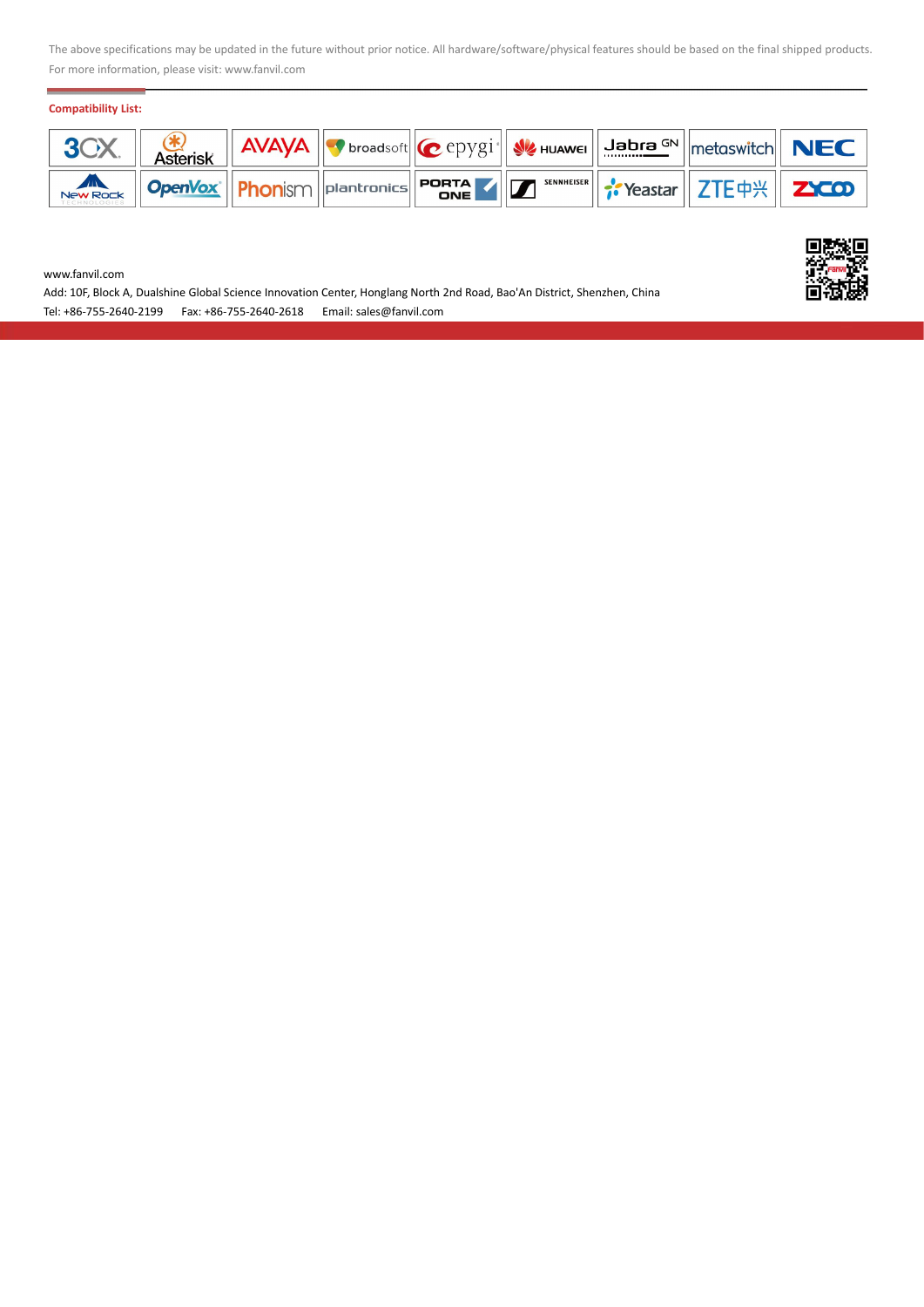The above specifications may be updated in the future without prior notice. All hardware/software/physical features should be based on the final shipped products.
For more information, please visit: www.fanvil.com

**Compatibility List:**

| | | | | | | | | |
|---|---|---|---|---|---|---|---|---|
| 3CX | Asterisk | AVAYA | broadsoft | epygi | HUAWEI | Jabra GN | metaswitch | NEC |
| New Rock TECHNOLOGIES | OpenVox | Phonism | plantronics | PORTA ONE | SENNHEISER | Yeastar | ZTE中兴 | ZYCOO |

www.fanvil.com
Add: 10F, Block A, Dualshine Global Science Innovation Center, Honglang North 2nd Road, Bao'An District, Shenzhen, China
Tel: +86-755-2640-2199 Fax: +86-755-2640-2618 Email: sales@fanvil.com